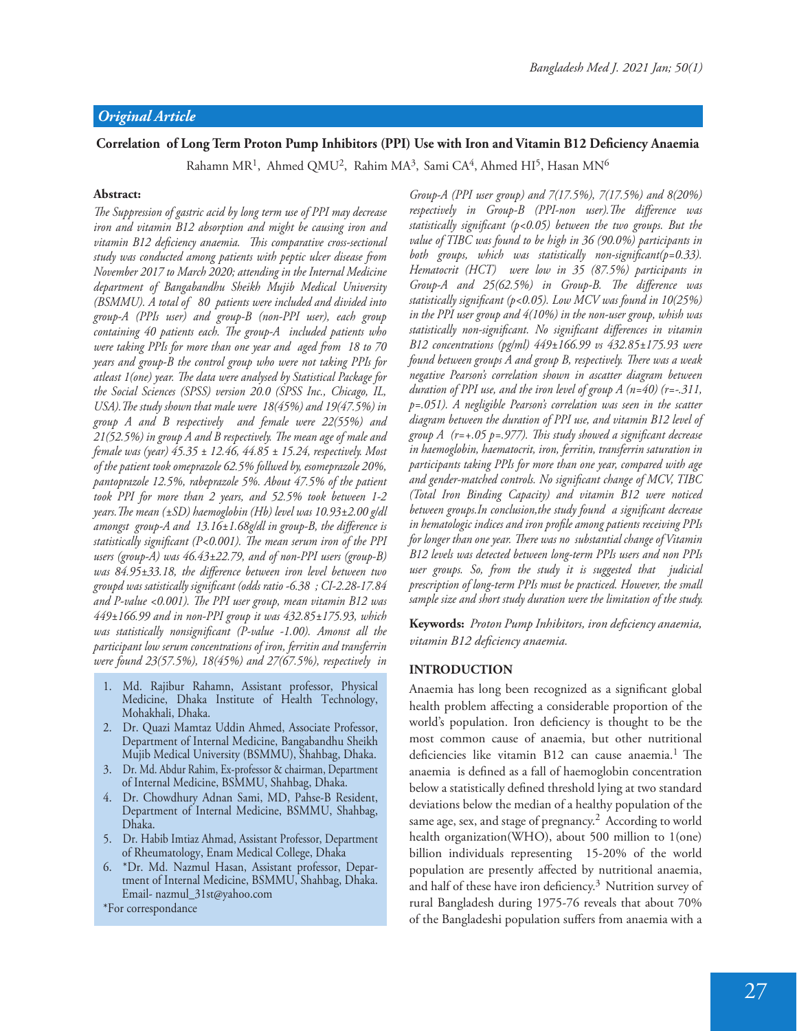*Original Article*

# Correlation of Long Term Proton Pump Inhibitors (PPI) Use with Iron and Vitamin B12 Deficiency Anaemia

Rahamn MR[1], Ahmed QMU[2], Rahim MA[3], Sami CA[4], Ahmed HI[5], Hasan MN[6]

**Abstract:**

*The Suppression of gastric acid by long term use of PPI may decrease iron and vitamin B12 absorption and might be causing iron and vitamin B12 deficiency anaemia. This comparative cross-sectional study was conducted among patients with peptic ulcer disease from November 2017 to March 2020; attending in the Internal Medicine department of Bangabandhu Sheikh Mujib Medical University (BSMMU). A total of 80 patients were included and divided into group-A (PPIs user) and group-B (non-PPI user), each group containing 40 patients each. The group-A included patients who were taking PPIs for more than one year and aged from 18 to 70 years and group-B the control group who were not taking PPIs for atleast 1(one) year. The data were analysed by Statistical Package for the Social Sciences (SPSS) version 20.0 (SPSS Inc., Chicago, IL, USA).The study shown that male were 18(45%) and 19(47.5%) in group A and B respectively and female were 22(55%) and 21(52.5%) in group A and B respectively. The mean age of male and female was (year) 45.35 ± 12.46, 44.85 ± 15.24, respectively. Most of the patient took omeprazole 62.5% follwed by, esomeprazole 20%, pantoprazole 12.5%, rabeprazole 5%. About 47.5% of the patient took PPI for more than 2 years, and 52.5% took between 1-2 years.The mean (±SD) haemoglobin (Hb) level was 10.93±2.00 g/dl amongst group-A and 13.16±1.68g/dl in group-B, the difference is statistically significant (P<0.001). The mean serum iron of the PPI users (group-A) was 46.43±22.79, and of non-PPI users (group-B) was 84.95±33.18, the difference between iron level between two groupd was satistically significant (odds ratio -6.38 ; CI-2.28-17.84 and P-value <0.001). The PPI user group, mean vitamin B12 was 449±166.99 and in non-PPI group it was 432.85±175.93, which was statistically nonsignificant (P-value -1.00). Amonst all the participant low serum concentrations of iron, ferritin and transferrin were found 23(57.5%), 18(45%) and 27(67.5%), respectively in Group-A (PPI user group) and 7(17.5%), 7(17.5%) and 8(20%) respectively in Group-B (PPI-non user).The difference was statistically significant (p<0.05) between the two groups. But the value of TIBC was found to be high in 36 (90.0%) participants in both groups, which was statistically non-significant(p=0.33). Hematocrit (HCT) were low in 35 (87.5%) participants in Group-A and 25(62.5%) in Group-B. The difference was statistically significant (p<0.05). Low MCV was found in 10(25%) in the PPI user group and 4(10%) in the non-user group, whish was statistically non-significant. No significant differences in vitamin B12 concentrations (pg/ml) 449±166.99 vs 432.85±175.93 were found between groups A and group B, respectively. There was a weak negative Pearson's correlation shown in ascatter diagram between duration of PPI use, and the iron level of group A (n=40) (r=-.311, p=.051). A negligible Pearson's correlation was seen in the scatter diagram between the duration of PPI use, and vitamin B12 level of group A (r=+.05 p=.977). This study showed a significant decrease in haemoglobin, haematocrit, iron, ferritin, transferrin saturation in participants taking PPIs for more than one year, compared with age and gender-matched controls. No significant change of MCV, TIBC (Total Iron Binding Capacity) and vitamin B12 were noticed between groups.In conclusion,the study found a significant decrease in hematologic indices and iron profile among patients receiving PPIs for longer than one year. There was no substantial change of Vitamin B12 levels was detected between long-term PPIs users and non PPIs user groups. So, from the study it is suggested that judicial prescription of long-term PPIs must be practiced. However, the small sample size and short study duration were the limitation of the study.*

**Keywords:** *Proton Pump Inhibitors, iron deficiency anaemia, vitamin B12 deficiency anaemia.*

1. Md. Rajibur Rahamn, Assistant professor, Physical Medicine, Dhaka Institute of Health Technology, Mohakhali, Dhaka.
2. Dr. Quazi Mamtaz Uddin Ahmed, Associate Professor, Department of Internal Medicine, Bangabandhu Sheikh Mujib Medical University (BSMMU), Shahbag, Dhaka.
3. Dr. Md. Abdur Rahim, Ex-professor & chairman, Department of Internal Medicine, BSMMU, Shahbag, Dhaka.
4. Dr. Chowdhury Adnan Sami, MD, Pahse-B Resident, Department of Internal Medicine, BSMMU, Shahbag, Dhaka.
5. Dr. Habib Imtiaz Ahmad, Assistant Professor, Department of Rheumatology, Enam Medical College, Dhaka
6. *Dr. Md. Nazmul Hasan, Assistant professor, Department of Internal Medicine, BSMMU, Shahbag, Dhaka. Email- nazmul_31st@yahoo.com

*For correspondance

## INTRODUCTION

Anaemia has long been recognized as a significant global health problem affecting a considerable proportion of the world's population. Iron deficiency is thought to be the most common cause of anaemia, but other nutritional deficiencies like vitamin B12 can cause anaemia.[1] The anaemia is defined as a fall of haemoglobin concentration below a statistically defined threshold lying at two standard deviations below the median of a healthy population of the same age, sex, and stage of pregnancy.[2] According to world health organization(WHO), about 500 million to 1(one) billion individuals representing 15-20% of the world population are presently affected by nutritional anaemia, and half of these have iron deficiency.[3] Nutrition survey of rural Bangladesh during 1975-76 reveals that about 70% of the Bangladeshi population suffers from anaemia with a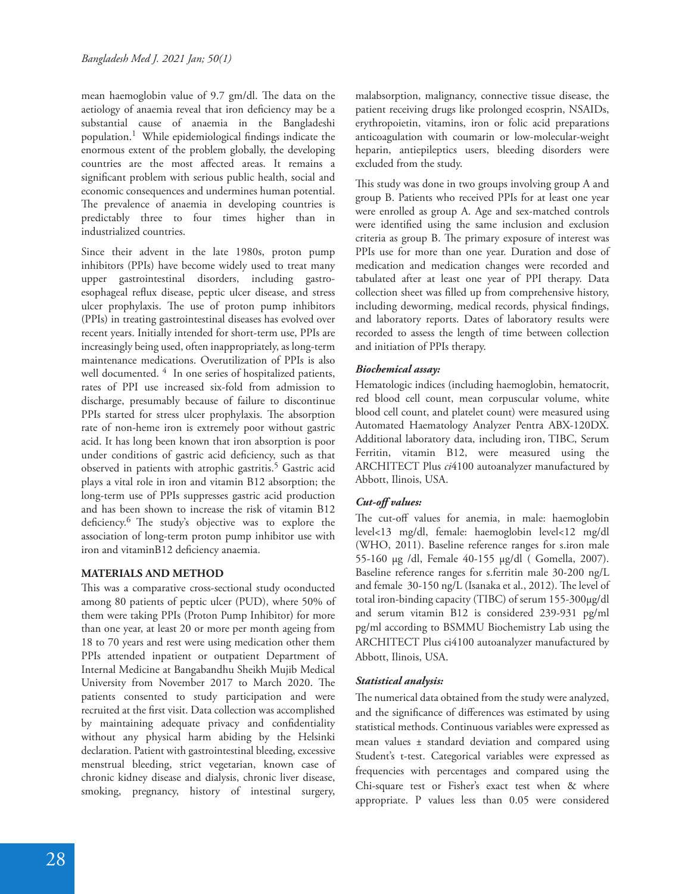mean haemoglobin value of 9.7 gm/dl. The data on the aetiology of anaemia reveal that iron deficiency may be a substantial cause of anaemia in the Bangladeshi population.[1] While epidemiological findings indicate the enormous extent of the problem globally, the developing countries are the most affected areas. It remains a significant problem with serious public health, social and economic consequences and undermines human potential. The prevalence of anaemia in developing countries is predictably three to four times higher than in industrialized countries.

Since their advent in the late 1980s, proton pump inhibitors (PPIs) have become widely used to treat many upper gastrointestinal disorders, including gastro-esophageal reflux disease, peptic ulcer disease, and stress ulcer prophylaxis. The use of proton pump inhibitors (PPIs) in treating gastrointestinal diseases has evolved over recent years. Initially intended for short-term use, PPIs are increasingly being used, often inappropriately, as long-term maintenance medications. Overutilization of PPIs is also well documented. [4] In one series of hospitalized patients, rates of PPI use increased six-fold from admission to discharge, presumably because of failure to discontinue PPIs started for stress ulcer prophylaxis. The absorption rate of non-heme iron is extremely poor without gastric acid. It has long been known that iron absorption is poor under conditions of gastric acid deficiency, such as that observed in patients with atrophic gastritis.[5] Gastric acid plays a vital role in iron and vitamin B12 absorption; the long-term use of PPIs suppresses gastric acid production and has been shown to increase the risk of vitamin B12 deficiency.[6] The study's objective was to explore the association of long-term proton pump inhibitor use with iron and vitaminB12 deficiency anaemia.

## MATERIALS AND METHOD

This was a comparative cross-sectional study oconducted among 80 patients of peptic ulcer (PUD), where 50% of them were taking PPIs (Proton Pump Inhibitor) for more than one year, at least 20 or more per month ageing from 18 to 70 years and rest were using medication other them PPIs attended inpatient or outpatient Department of Internal Medicine at Bangabandhu Sheikh Mujib Medical University from November 2017 to March 2020. The patients consented to study participation and were recruited at the first visit. Data collection was accomplished by maintaining adequate privacy and confidentiality without any physical harm abiding by the Helsinki declaration. Patient with gastrointestinal bleeding, excessive menstrual bleeding, strict vegetarian, known case of chronic kidney disease and dialysis, chronic liver disease, smoking, pregnancy, history of intestinal surgery, malabsorption, malignancy, connective tissue disease, the patient receiving drugs like prolonged ecosprin, NSAIDs, erythropoietin, vitamins, iron or folic acid preparations anticoagulation with coumarin or low-molecular-weight heparin, antiepileptics users, bleeding disorders were excluded from the study.

This study was done in two groups involving group A and group B. Patients who received PPIs for at least one year were enrolled as group A. Age and sex-matched controls were identified using the same inclusion and exclusion criteria as group B. The primary exposure of interest was PPIs use for more than one year. Duration and dose of medication and medication changes were recorded and tabulated after at least one year of PPI therapy. Data collection sheet was filled up from comprehensive history, including deworming, medical records, physical findings, and laboratory reports. Dates of laboratory results were recorded to assess the length of time between collection and initiation of PPIs therapy.

### *Biochemical assay:*

Hematologic indices (including haemoglobin, hematocrit, red blood cell count, mean corpuscular volume, white blood cell count, and platelet count) were measured using Automated Haematology Analyzer Pentra ABX-120DX. Additional laboratory data, including iron, TIBC, Serum Ferritin, vitamin B12, were measured using the ARCHITECT Plus *ci*4100 autoanalyzer manufactured by Abbott, Ilinois, USA.

### *Cut-off values:*

The cut-off values for anemia, in male: haemoglobin level<13 mg/dl, female: haemoglobin level<12 mg/dl (WHO, 2011). Baseline reference ranges for s.iron male 55-160 µg /dl, Female 40-155 µg/dl ( Gomella, 2007). Baseline reference ranges for s.ferritin male 30-200 ng/L and female 30-150 ng/L (Isanaka et al., 2012). The level of total iron-binding capacity (TIBC) of serum 155-300µg/dl and serum vitamin B12 is considered 239-931 pg/ml pg/ml according to BSMMU Biochemistry Lab using the ARCHITECT Plus ci4100 autoanalyzer manufactured by Abbott, Ilinois, USA.

### *Statistical analysis:*

The numerical data obtained from the study were analyzed, and the significance of differences was estimated by using statistical methods. Continuous variables were expressed as mean values ± standard deviation and compared using Student's t-test. Categorical variables were expressed as frequencies with percentages and compared using the Chi-square test or Fisher's exact test when & where appropriate. P values less than 0.05 were considered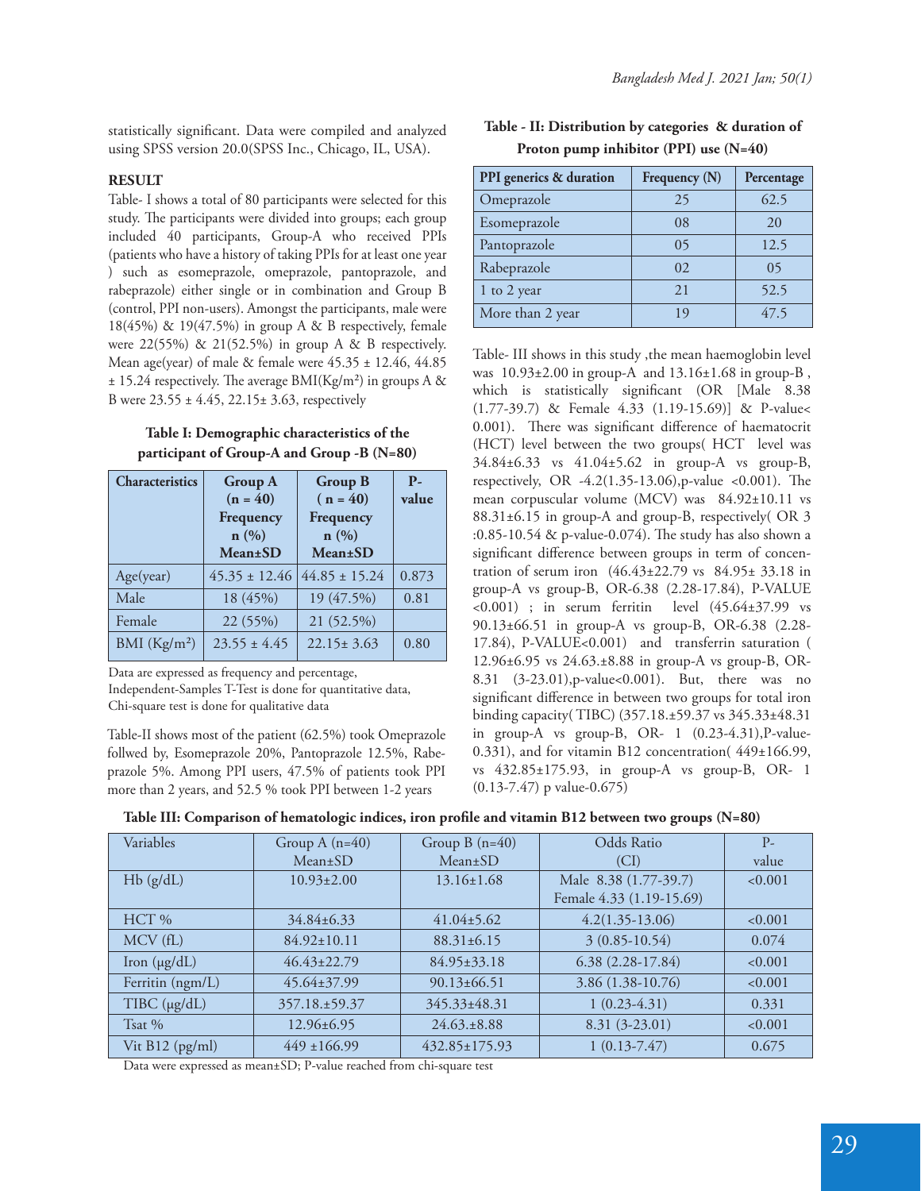statistically significant. Data were compiled and analyzed using SPSS version 20.0(SPSS Inc., Chicago, IL, USA).

## RESULT

Table- I shows a total of 80 participants were selected for this study. The participants were divided into groups; each group included 40 participants, Group-A who received PPIs (patients who have a history of taking PPIs for at least one year ) such as esomeprazole, omeprazole, pantoprazole, and rabeprazole) either single or in combination and Group B (control, PPI non-users). Amongst the participants, male were 18(45%) & 19(47.5%) in group A & B respectively, female were 22(55%) & 21(52.5%) in group A & B respectively. Mean age(year) of male & female were 45.35 ± 12.46, 44.85 ± 15.24 respectively. The average BMI(Kg/m²) in groups A & B were 23.55 ± 4.45, 22.15± 3.63, respectively

**Table I: Demographic characteristics of the participant of Group-A and Group -B (N=80)**

| Characteristics | Group A (n = 40) Frequency n (%) Mean±SD | Group B ( n = 40) Frequency n (%) Mean±SD | P-value |
|---|---|---|---|
| Age(year) | 45.35 ± 12.46 | 44.85 ± 15.24 | 0.873 |
| Male | 18 (45%) | 19 (47.5%) | 0.81 |
| Female | 22 (55%) | 21 (52.5%) | |
| BMI (Kg/m²) | 23.55 ± 4.45 | 22.15± 3.63 | 0.80 |

Data are expressed as frequency and percentage,
Independent-Samples T-Test is done for quantitative data,
Chi-square test is done for qualitative data

Table-II shows most of the patient (62.5%) took Omeprazole follwed by, Esomeprazole 20%, Pantoprazole 12.5%, Rabeprazole 5%. Among PPI users, 47.5% of patients took PPI more than 2 years, and 52.5 % took PPI between 1-2 years

**Table - II: Distribution by categories & duration of Proton pump inhibitor (PPI) use (N=40)**

| PPI generics & duration | Frequency (N) | Percentage |
|---|---|---|
| Omeprazole | 25 | 62.5 |
| Esomeprazole | 08 | 20 |
| Pantoprazole | 05 | 12.5 |
| Rabeprazole | 02 | 05 |
| 1 to 2 year | 21 | 52.5 |
| More than 2 year | 19 | 47.5 |

Table- III shows in this study ,the mean haemoglobin level was 10.93±2.00 in group-A and 13.16±1.68 in group-B , which is statistically significant (OR [Male 8.38 (1.77-39.7) & Female 4.33 (1.19-15.69)] & P-value< 0.001). There was significant difference of haematocrit (HCT) level between the two groups( HCT level was 34.84±6.33 vs 41.04±5.62 in group-A vs group-B, respectively, OR -4.2(1.35-13.06),p-value <0.001). The mean corpuscular volume (MCV) was 84.92±10.11 vs 88.31±6.15 in group-A and group-B, respectively( OR 3 :0.85-10.54 & p-value-0.074). The study has also shown a significant difference between groups in term of concentration of serum iron (46.43±22.79 vs 84.95± 33.18 in group-A vs group-B, OR-6.38 (2.28-17.84), P-VALUE <0.001) ; in serum ferritin level (45.64±37.99 vs 90.13±66.51 in group-A vs group-B, OR-6.38 (2.28-17.84), P-VALUE<0.001) and transferrin saturation ( 12.96±6.95 vs 24.63.±8.88 in group-A vs group-B, OR-8.31 (3-23.01),p-value<0.001). But, there was no significant difference in between two groups for total iron binding capacity( TIBC) (357.18.±59.37 vs 345.33±48.31 in group-A vs group-B, OR- 1 (0.23-4.31),P-value-0.331), and for vitamin B12 concentration( 449±166.99, vs 432.85±175.93, in group-A vs group-B, OR- 1 (0.13-7.47) p value-0.675)

**Table III: Comparison of hematologic indices, iron profile and vitamin B12 between two groups (N=80)**

| Variables | Group A (n=40) Mean±SD | Group B (n=40) Mean±SD | Odds Ratio (CI) | P-value |
|---|---|---|---|---|
| Hb (g/dL) | 10.93±2.00 | 13.16±1.68 | Male 8.38 (1.77-39.7) Female 4.33 (1.19-15.69) | <0.001 |
| HCT % | 34.84±6.33 | 41.04±5.62 | 4.2(1.35-13.06) | <0.001 |
| MCV (fL) | 84.92±10.11 | 88.31±6.15 | 3 (0.85-10.54) | 0.074 |
| Iron (µg/dL) | 46.43±22.79 | 84.95±33.18 | 6.38 (2.28-17.84) | <0.001 |
| Ferritin (ngm/L) | 45.64±37.99 | 90.13±66.51 | 3.86 (1.38-10.76) | <0.001 |
| TIBC (µg/dL) | 357.18.±59.37 | 345.33±48.31 | 1 (0.23-4.31) | 0.331 |
| Tsat % | 12.96±6.95 | 24.63.±8.88 | 8.31 (3-23.01) | <0.001 |
| Vit B12 (pg/ml) | 449 ±166.99 | 432.85±175.93 | 1 (0.13-7.47) | 0.675 |

Data were expressed as mean±SD; P-value reached from chi-square test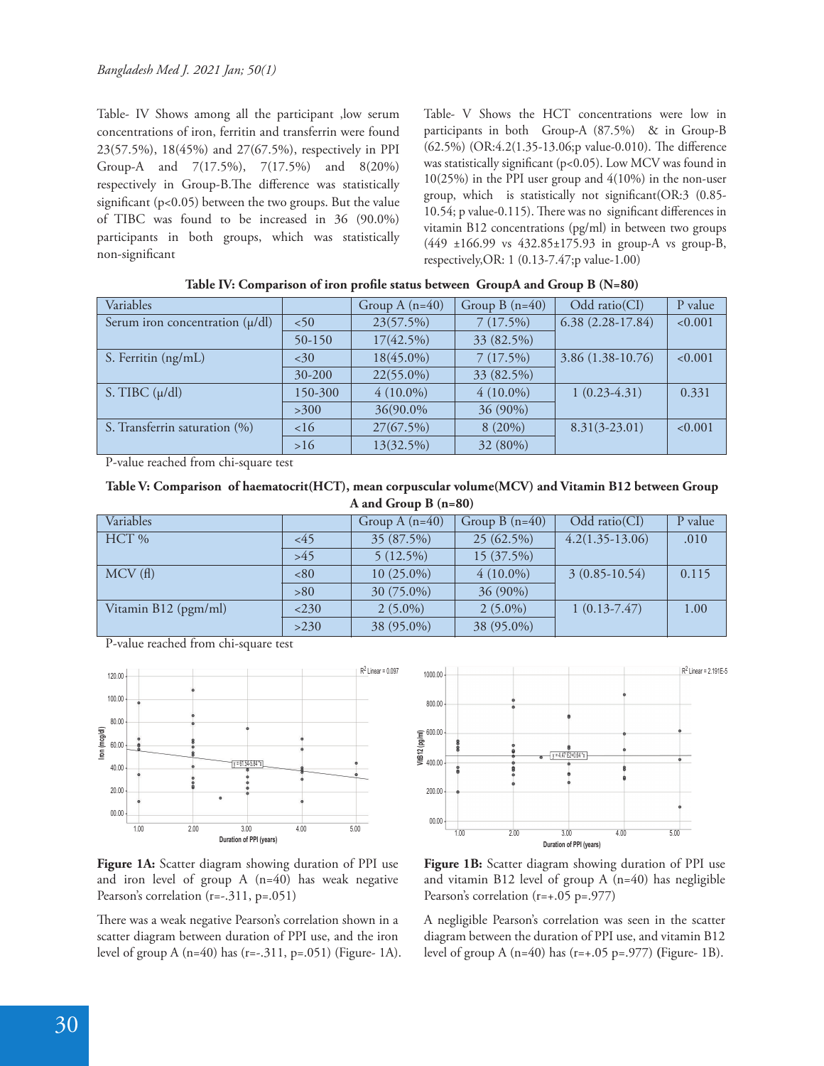Table- IV Shows among all the participant ,low serum concentrations of iron, ferritin and transferrin were found 23(57.5%), 18(45%) and 27(67.5%), respectively in PPI Group-A and 7(17.5%), 7(17.5%) and 8(20%) respectively in Group-B.The difference was statistically significant (p<0.05) between the two groups. But the value of TIBC was found to be increased in 36 (90.0%) participants in both groups, which was statistically non-significant

Table- V Shows the HCT concentrations were low in participants in both Group-A (87.5%) & in Group-B (62.5%) (OR:4.2(1.35-13.06;p value-0.010). The difference was statistically significant (p<0.05). Low MCV was found in 10(25%) in the PPI user group and 4(10%) in the non-user group, which is statistically not significant(OR:3 (0.85-10.54; p value-0.115). There was no significant differences in vitamin B12 concentrations (pg/ml) in between two groups (449 ±166.99 vs 432.85±175.93 in group-A vs group-B, respectively,OR: 1 (0.13-7.47;p value-1.00)

**Table IV: Comparison of iron profile status between GroupA and Group B (N=80)**

| Variables | | Group A (n=40) | Group B (n=40) | Odd ratio(CI) | P value |
|---|---|---|---|---|---|
| Serum iron concentration (µ/dl) | <50 | 23(57.5%) | 7 (17.5%) | 6.38 (2.28-17.84) | <0.001 |
| | 50-150 | 17(42.5%) | 33 (82.5%) | | |
| S. Ferritin (ng/mL) | <30 | 18(45.0%) | 7 (17.5%) | 3.86 (1.38-10.76) | <0.001 |
| | 30-200 | 22(55.0%) | 33 (82.5%) | | |
| S. TIBC (µ/dl) | 150-300 | 4 (10.0%) | 4 (10.0%) | 1 (0.23-4.31) | 0.331 |
| | >300 | 36(90.0% | 36 (90%) | | |
| S. Transferrin saturation (%) | <16 | 27(67.5%) | 8 (20%) | 8.31(3-23.01) | <0.001 |
| | >16 | 13(32.5%) | 32 (80%) | | |

P-value reached from chi-square test

**Table V: Comparison of haematocrit(HCT), mean corpuscular volume(MCV) and Vitamin B12 between Group A and Group B (n=80)**

| Variables | | Group A (n=40) | Group B (n=40) | Odd ratio(CI) | P value |
|---|---|---|---|---|---|
| HCT % | <45 | 35 (87.5%) | 25 (62.5%) | 4.2(1.35-13.06) | .010 |
| | >45 | 5 (12.5%) | 15 (37.5%) | | |
| MCV (fl) | <80 | 10 (25.0%) | 4 (10.0%) | 3 (0.85-10.54) | 0.115 |
| | >80 | 30 (75.0%) | 36 (90%) | | |
| Vitamin B12 (pgm/ml) | <230 | 2 (5.0%) | 2 (5.0%) | 1 (0.13-7.47) | 1.00 |
| | >230 | 38 (95.0%) | 38 (95.0%) | | |

P-value reached from chi-square test

**Figure 1A:** Scatter diagram showing duration of PPI use and iron level of group A (n=40) has weak negative Pearson's correlation (r=-.311, p=.051)

There was a weak negative Pearson's correlation shown in a scatter diagram between duration of PPI use, and the iron level of group A (n=40) has (r=-.311, p=.051) (Figure- 1A).

**Figure 1B:** Scatter diagram showing duration of PPI use and vitamin B12 level of group A (n=40) has negligible Pearson's correlation (r=+.05 p=.977)

A negligible Pearson's correlation was seen in the scatter diagram between the duration of PPI use, and vitamin B12 level of group A (n=40) has (r=+.05 p=.977) (Figure- 1B).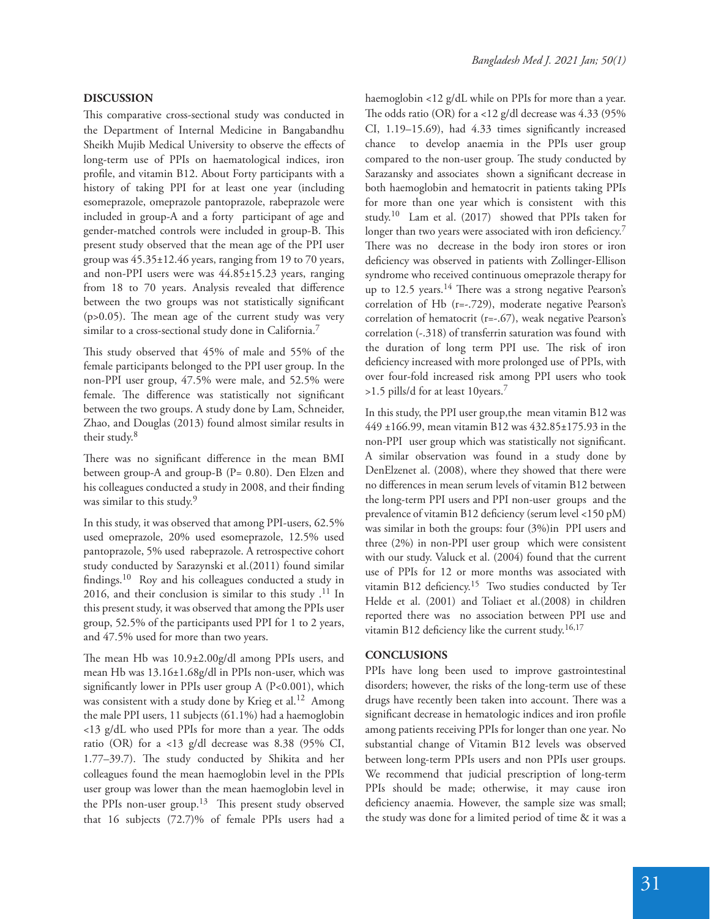## DISCUSSION

This comparative cross-sectional study was conducted in the Department of Internal Medicine in Bangabandhu Sheikh Mujib Medical University to observe the effects of long-term use of PPIs on haematological indices, iron profile, and vitamin B12. About Forty participants with a history of taking PPI for at least one year (including esomeprazole, omeprazole pantoprazole, rabeprazole were included in group-A and a forty participant of age and gender-matched controls were included in group-B. This present study observed that the mean age of the PPI user group was 45.35±12.46 years, ranging from 19 to 70 years, and non-PPI users were was 44.85±15.23 years, ranging from 18 to 70 years. Analysis revealed that difference between the two groups was not statistically significant (p>0.05). The mean age of the current study was very similar to a cross-sectional study done in California.[7]

This study observed that 45% of male and 55% of the female participants belonged to the PPI user group. In the non-PPI user group, 47.5% were male, and 52.5% were female. The difference was statistically not significant between the two groups. A study done by Lam, Schneider, Zhao, and Douglas (2013) found almost similar results in their study.[8]

There was no significant difference in the mean BMI between group-A and group-B (P= 0.80). Den Elzen and his colleagues conducted a study in 2008, and their finding was similar to this study.[9]

In this study, it was observed that among PPI-users, 62.5% used omeprazole, 20% used esomeprazole, 12.5% used pantoprazole, 5% used rabeprazole. A retrospective cohort study conducted by Sarazynski et al.(2011) found similar findings.[10] Roy and his colleagues conducted a study in 2016, and their conclusion is similar to this study .[11] In this present study, it was observed that among the PPIs user group, 52.5% of the participants used PPI for 1 to 2 years, and 47.5% used for more than two years.

The mean Hb was 10.9±2.00g/dl among PPIs users, and mean Hb was 13.16±1.68g/dl in PPIs non-user, which was significantly lower in PPIs user group A (P<0.001), which was consistent with a study done by Krieg et al.[12] Among the male PPI users, 11 subjects (61.1%) had a haemoglobin <13 g/dL who used PPIs for more than a year. The odds ratio (OR) for a <13 g/dl decrease was 8.38 (95% CI, 1.77–39.7). The study conducted by Shikita and her colleagues found the mean haemoglobin level in the PPIs user group was lower than the mean haemoglobin level in the PPIs non-user group.[13] This present study observed that 16 subjects (72.7)% of female PPIs users had a haemoglobin <12 g/dL while on PPIs for more than a year. The odds ratio (OR) for a <12 g/dl decrease was 4.33 (95% CI, 1.19–15.69), had 4.33 times significantly increased chance to develop anaemia in the PPIs user group compared to the non-user group. The study conducted by Sarazansky and associates shown a significant decrease in both haemoglobin and hematocrit in patients taking PPIs for more than one year which is consistent with this study.[10] Lam et al. (2017) showed that PPIs taken for longer than two years were associated with iron deficiency.[7] There was no decrease in the body iron stores or iron deficiency was observed in patients with Zollinger-Ellison syndrome who received continuous omeprazole therapy for up to 12.5 years.[14] There was a strong negative Pearson's correlation of Hb (r=-.729), moderate negative Pearson's correlation of hematocrit (r=-.67), weak negative Pearson's correlation (-.318) of transferrin saturation was found with the duration of long term PPI use. The risk of iron deficiency increased with more prolonged use of PPIs, with over four-fold increased risk among PPI users who took >1.5 pills/d for at least 10years.[7]

In this study, the PPI user group,the mean vitamin B12 was 449 ±166.99, mean vitamin B12 was 432.85±175.93 in the non-PPI user group which was statistically not significant. A similar observation was found in a study done by DenElzenet al. (2008), where they showed that there were no differences in mean serum levels of vitamin B12 between the long-term PPI users and PPI non-user groups and the prevalence of vitamin B12 deficiency (serum level <150 pM) was similar in both the groups: four (3%)in PPI users and three (2%) in non-PPI user group which were consistent with our study. Valuck et al. (2004) found that the current use of PPIs for 12 or more months was associated with vitamin B12 deficiency.[15] Two studies conducted by Ter Helde et al. (2001) and Toliaet et al.(2008) in children reported there was no association between PPI use and vitamin B12 deficiency like the current study.[16,17]

## CONCLUSIONS

PPIs have long been used to improve gastrointestinal disorders; however, the risks of the long-term use of these drugs have recently been taken into account. There was a significant decrease in hematologic indices and iron profile among patients receiving PPIs for longer than one year. No substantial change of Vitamin B12 levels was observed between long-term PPIs users and non PPIs user groups. We recommend that judicial prescription of long-term PPIs should be made; otherwise, it may cause iron deficiency anaemia. However, the sample size was small; the study was done for a limited period of time & it was a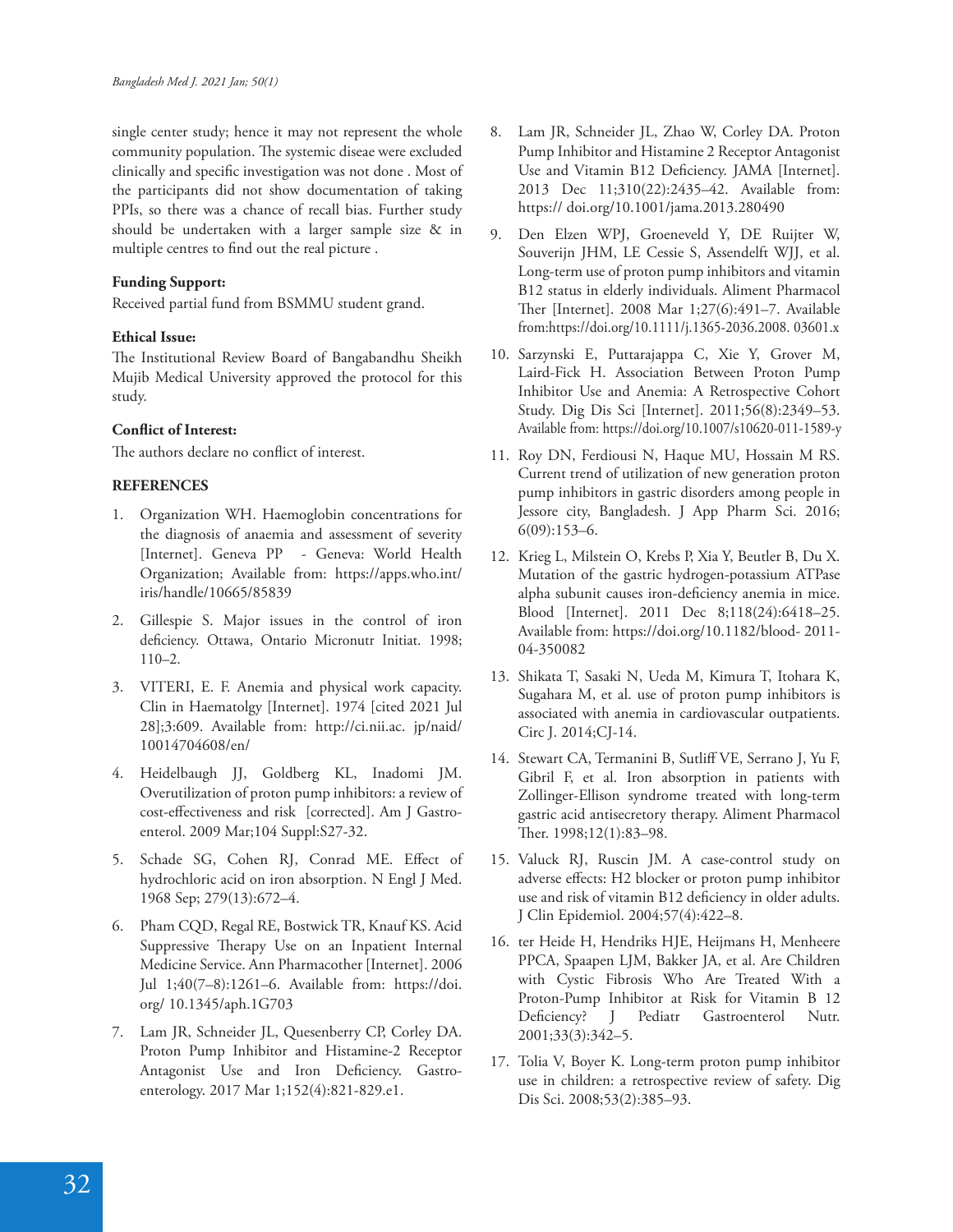single center study; hence it may not represent the whole community population. The systemic diseae were excluded clinically and specific investigation was not done . Most of the participants did not show documentation of taking PPIs, so there was a chance of recall bias. Further study should be undertaken with a larger sample size & in multiple centres to find out the real picture .

**Funding Support:**

Received partial fund from BSMMU student grand.

**Ethical Issue:**

The Institutional Review Board of Bangabandhu Sheikh Mujib Medical University approved the protocol for this study.

**Conflict of Interest:**

The authors declare no conflict of interest.

**REFERENCES**

1. Organization WH. Haemoglobin concentrations for the diagnosis of anaemia and assessment of severity [Internet]. Geneva PP - Geneva: World Health Organization; Available from: https://apps.who.int/iris/handle/10665/85839
2. Gillespie S. Major issues in the control of iron deficiency. Ottawa, Ontario Micronutr Initiat. 1998; 110–2.
3. VITERI, E. F. Anemia and physical work capacity. Clin in Haematolgy [Internet]. 1974 [cited 2021 Jul 28];3:609. Available from: http://ci.nii.ac. jp/naid/10014704608/en/
4. Heidelbaugh JJ, Goldberg KL, Inadomi JM. Overutilization of proton pump inhibitors: a review of cost-effectiveness and risk [corrected]. Am J Gastroenterol. 2009 Mar;104 Suppl:S27-32.
5. Schade SG, Cohen RJ, Conrad ME. Effect of hydrochloric acid on iron absorption. N Engl J Med. 1968 Sep; 279(13):672–4.
6. Pham CQD, Regal RE, Bostwick TR, Knauf KS. Acid Suppressive Therapy Use on an Inpatient Internal Medicine Service. Ann Pharmacother [Internet]. 2006 Jul 1;40(7–8):1261–6. Available from: https://doi.org/ 10.1345/aph.1G703
7. Lam JR, Schneider JL, Quesenberry CP, Corley DA. Proton Pump Inhibitor and Histamine-2 Receptor Antagonist Use and Iron Deficiency. Gastroenterology. 2017 Mar 1;152(4):821-829.e1.
8. Lam JR, Schneider JL, Zhao W, Corley DA. Proton Pump Inhibitor and Histamine 2 Receptor Antagonist Use and Vitamin B12 Deficiency. JAMA [Internet]. 2013 Dec 11;310(22):2435–42. Available from: https:// doi.org/10.1001/jama.2013.280490
9. Den Elzen WPJ, Groeneveld Y, DE Ruijter W, Souverijn JHM, LE Cessie S, Assendelft WJJ, et al. Long-term use of proton pump inhibitors and vitamin B12 status in elderly individuals. Aliment Pharmacol Ther [Internet]. 2008 Mar 1;27(6):491–7. Available from:https://doi.org/10.1111/j.1365-2036.2008. 03601.x
10. Sarzynski E, Puttarajappa C, Xie Y, Grover M, Laird-Fick H. Association Between Proton Pump Inhibitor Use and Anemia: A Retrospective Cohort Study. Dig Dis Sci [Internet]. 2011;56(8):2349–53. Available from: https://doi.org/10.1007/s10620-011-1589-y
11. Roy DN, Ferdiousi N, Haque MU, Hossain M RS. Current trend of utilization of new generation proton pump inhibitors in gastric disorders among people in Jessore city, Bangladesh. J App Pharm Sci. 2016; 6(09):153–6.
12. Krieg L, Milstein O, Krebs P, Xia Y, Beutler B, Du X. Mutation of the gastric hydrogen-potassium ATPase alpha subunit causes iron-deficiency anemia in mice. Blood [Internet]. 2011 Dec 8;118(24):6418–25. Available from: https://doi.org/10.1182/blood- 2011-04-350082
13. Shikata T, Sasaki N, Ueda M, Kimura T, Itohara K, Sugahara M, et al. use of proton pump inhibitors is associated with anemia in cardiovascular outpatients. Circ J. 2014;CJ-14.
14. Stewart CA, Termanini B, Sutliff VE, Serrano J, Yu F, Gibril F, et al. Iron absorption in patients with Zollinger-Ellison syndrome treated with long-term gastric acid antisecretory therapy. Aliment Pharmacol Ther. 1998;12(1):83–98.
15. Valuck RJ, Ruscin JM. A case-control study on adverse effects: H2 blocker or proton pump inhibitor use and risk of vitamin B12 deficiency in older adults. J Clin Epidemiol. 2004;57(4):422–8.
16. ter Heide H, Hendriks HJE, Heijmans H, Menheere PPCA, Spaapen LJM, Bakker JA, et al. Are Children with Cystic Fibrosis Who Are Treated With a Proton-Pump Inhibitor at Risk for Vitamin B 12 Deficiency? J Pediatr Gastroenterol Nutr. 2001;33(3):342–5.
17. Tolia V, Boyer K. Long-term proton pump inhibitor use in children: a retrospective review of safety. Dig Dis Sci. 2008;53(2):385–93.